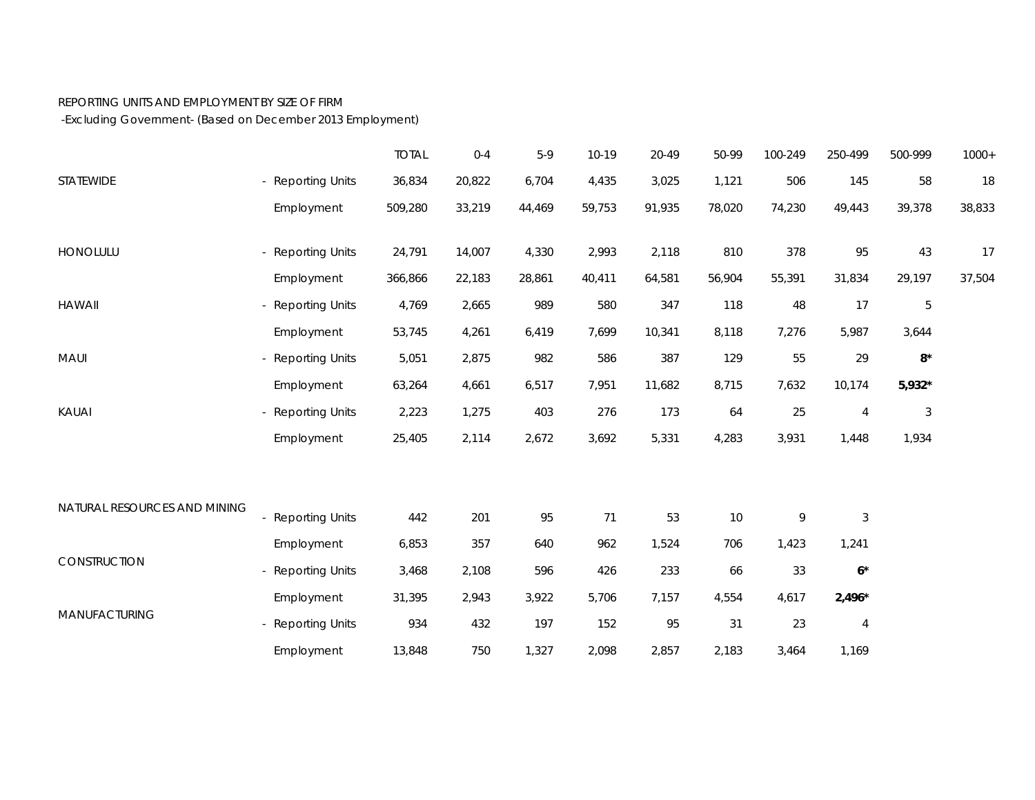REPORTING UNITS AND EMPLOYMENT BY SIZE OF FIRM

-Excluding Government- (Based on December 2013 Employment)

| | | TOTAL | 0-4 | 5-9 | 10-19 | 20-49 | 50-99 | 100-249 | 250-499 | 500-999 | 1000+ |
|---|---|---|---|---|---|---|---|---|---|---|---|
| STATEWIDE | - Reporting Units | 36,834 | 20,822 | 6,704 | 4,435 | 3,025 | 1,121 | 506 | 145 | 58 | 18 |
| | Employment | 509,280 | 33,219 | 44,469 | 59,753 | 91,935 | 78,020 | 74,230 | 49,443 | 39,378 | 38,833 |
| HONOLULU | - Reporting Units | 24,791 | 14,007 | 4,330 | 2,993 | 2,118 | 810 | 378 | 95 | 43 | 17 |
| | Employment | 366,866 | 22,183 | 28,861 | 40,411 | 64,581 | 56,904 | 55,391 | 31,834 | 29,197 | 37,504 |
| HAWAII | - Reporting Units | 4,769 | 2,665 | 989 | 580 | 347 | 118 | 48 | 17 | 5 | |
| | Employment | 53,745 | 4,261 | 6,419 | 7,699 | 10,341 | 8,118 | 7,276 | 5,987 | 3,644 | |
| MAUI | - Reporting Units | 5,051 | 2,875 | 982 | 586 | 387 | 129 | 55 | 29 | **8*** | |
| | Employment | 63,264 | 4,661 | 6,517 | 7,951 | 11,682 | 8,715 | 7,632 | 10,174 | **5,932*** | |
| KAUAI | - Reporting Units | 2,223 | 1,275 | 403 | 276 | 173 | 64 | 25 | 4 | 3 | |
| | Employment | 25,405 | 2,114 | 2,672 | 3,692 | 5,331 | 4,283 | 3,931 | 1,448 | 1,934 | |
| NATURAL RESOURCES AND MINING | - Reporting Units | 442 | 201 | 95 | 71 | 53 | 10 | 9 | 3 | | |
| | Employment | 6,853 | 357 | 640 | 962 | 1,524 | 706 | 1,423 | 1,241 | | |
| CONSTRUCTION | - Reporting Units | 3,468 | 2,108 | 596 | 426 | 233 | 66 | 33 | **6*** | | |
| | Employment | 31,395 | 2,943 | 3,922 | 5,706 | 7,157 | 4,554 | 4,617 | **2,496*** | | |
| MANUFACTURING | - Reporting Units | 934 | 432 | 197 | 152 | 95 | 31 | 23 | 4 | | |
| | Employment | 13,848 | 750 | 1,327 | 2,098 | 2,857 | 2,183 | 3,464 | 1,169 | | |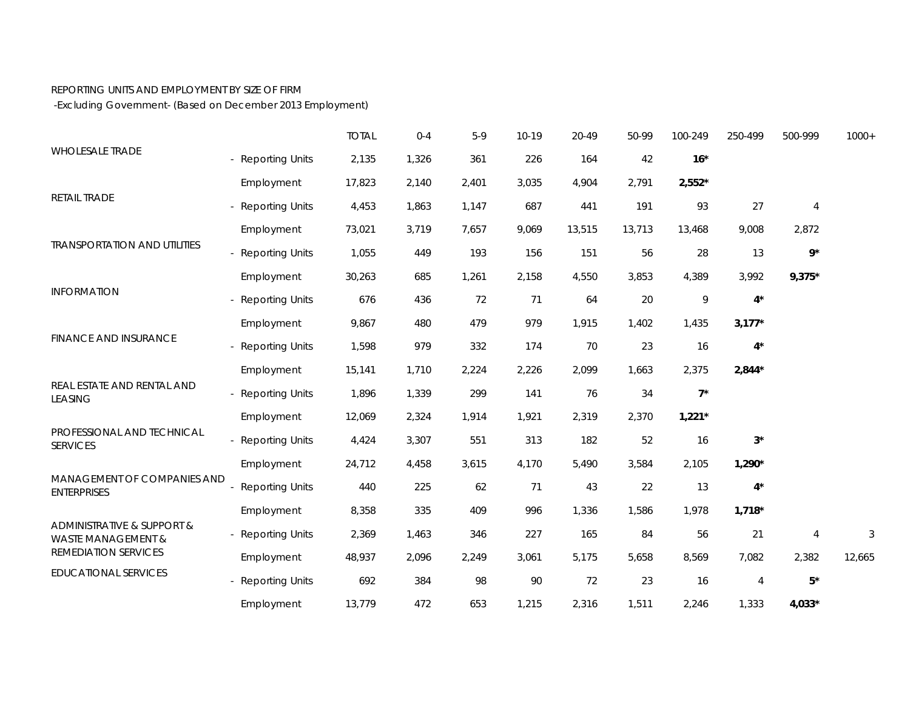REPORTING UNITS AND EMPLOYMENT BY SIZE OF FIRM

-Excluding Government- (Based on December 2013 Employment)

| | | TOTAL | 0-4 | 5-9 | 10-19 | 20-49 | 50-99 | 100-249 | 250-499 | 500-999 | 1000+ |
|---|---|---|---|---|---|---|---|---|---|---|---|
| WHOLESALE TRADE | - Reporting Units | 2,135 | 1,326 | 361 | 226 | 164 | 42 | **16*** | | | |
| | Employment | 17,823 | 2,140 | 2,401 | 3,035 | 4,904 | 2,791 | **2,552*** | | | |
| RETAIL TRADE | - Reporting Units | 4,453 | 1,863 | 1,147 | 687 | 441 | 191 | 93 | 27 | 4 | |
| | Employment | 73,021 | 3,719 | 7,657 | 9,069 | 13,515 | 13,713 | 13,468 | 9,008 | 2,872 | |
| TRANSPORTATION AND UTILITIES | - Reporting Units | 1,055 | 449 | 193 | 156 | 151 | 56 | 28 | 13 | **9*** | |
| | Employment | 30,263 | 685 | 1,261 | 2,158 | 4,550 | 3,853 | 4,389 | 3,992 | **9,375*** | |
| INFORMATION | - Reporting Units | 676 | 436 | 72 | 71 | 64 | 20 | 9 | **4*** | | |
| | Employment | 9,867 | 480 | 479 | 979 | 1,915 | 1,402 | 1,435 | **3,177*** | | |
| FINANCE AND INSURANCE | - Reporting Units | 1,598 | 979 | 332 | 174 | 70 | 23 | 16 | **4*** | | |
| | Employment | 15,141 | 1,710 | 2,224 | 2,226 | 2,099 | 1,663 | 2,375 | **2,844*** | | |
| REAL ESTATE AND RENTAL AND LEASING | - Reporting Units | 1,896 | 1,339 | 299 | 141 | 76 | 34 | **7*** | | | |
| | Employment | 12,069 | 2,324 | 1,914 | 1,921 | 2,319 | 2,370 | **1,221*** | | | |
| PROFESSIONAL AND TECHNICAL SERVICES | - Reporting Units | 4,424 | 3,307 | 551 | 313 | 182 | 52 | 16 | **3*** | | |
| | Employment | 24,712 | 4,458 | 3,615 | 4,170 | 5,490 | 3,584 | 2,105 | **1,290*** | | |
| MANAGEMENT OF COMPANIES AND ENTERPRISES | - Reporting Units | 440 | 225 | 62 | 71 | 43 | 22 | 13 | **4*** | | |
| | Employment | 8,358 | 335 | 409 | 996 | 1,336 | 1,586 | 1,978 | **1,718*** | | |
| ADMINISTRATIVE & SUPPORT & WASTE MANAGEMENT & REMEDIATION SERVICES | - Reporting Units | 2,369 | 1,463 | 346 | 227 | 165 | 84 | 56 | 21 | 4 | 3 |
| | Employment | 48,937 | 2,096 | 2,249 | 3,061 | 5,175 | 5,658 | 8,569 | 7,082 | 2,382 | 12,665 |
| EDUCATIONAL SERVICES | - Reporting Units | 692 | 384 | 98 | 90 | 72 | 23 | 16 | 4 | **5*** | |
| | Employment | 13,779 | 472 | 653 | 1,215 | 2,316 | 1,511 | 2,246 | 1,333 | **4,033*** | |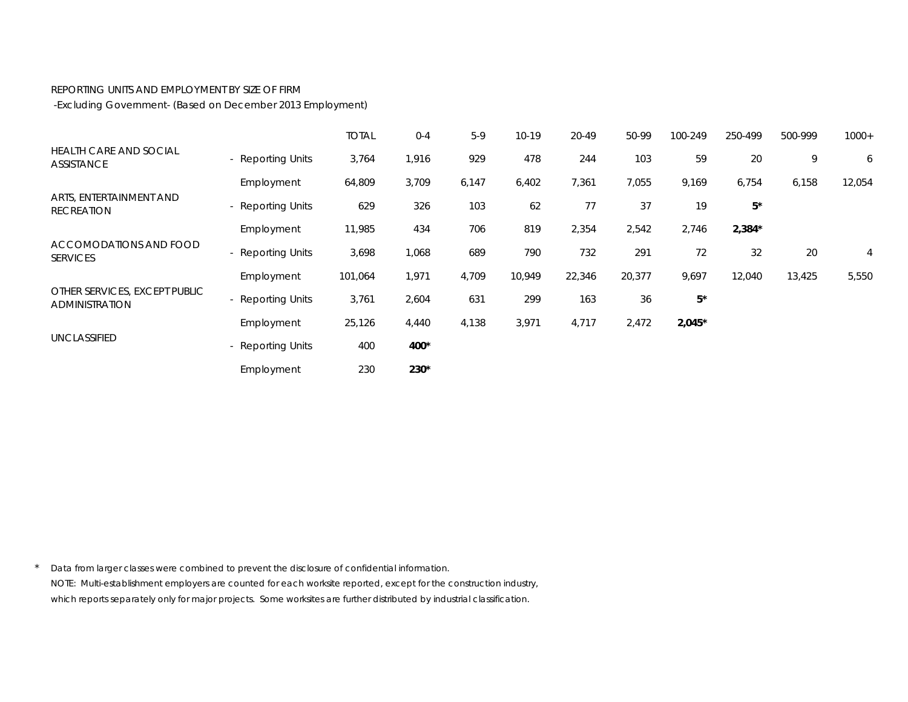REPORTING UNITS AND EMPLOYMENT BY SIZE OF FIRM

-Excluding Government- (Based on December 2013 Employment)

| | | TOTAL | 0-4 | 5-9 | 10-19 | 20-49 | 50-99 | 100-249 | 250-499 | 500-999 | 1000+ |
|---|---|---|---|---|---|---|---|---|---|---|---|
| HEALTH CARE AND SOCIAL ASSISTANCE | - Reporting Units | 3,764 | 1,916 | 929 | 478 | 244 | 103 | 59 | 20 | 9 | 6 |
| | Employment | 64,809 | 3,709 | 6,147 | 6,402 | 7,361 | 7,055 | 9,169 | 6,754 | 6,158 | 12,054 |
| ARTS, ENTERTAINMENT AND RECREATION | - Reporting Units | 629 | 326 | 103 | 62 | 77 | 37 | 19 | **5*** | | |
| | Employment | 11,985 | 434 | 706 | 819 | 2,354 | 2,542 | 2,746 | **2,384*** | | |
| ACCOMODATIONS AND FOOD SERVICES | - Reporting Units | 3,698 | 1,068 | 689 | 790 | 732 | 291 | 72 | 32 | 20 | 4 |
| | Employment | 101,064 | 1,971 | 4,709 | 10,949 | 22,346 | 20,377 | 9,697 | 12,040 | 13,425 | 5,550 |
| OTHER SERVICES, EXCEPT PUBLIC ADMINISTRATION | - Reporting Units | 3,761 | 2,604 | 631 | 299 | 163 | 36 | **5*** | | | |
| | Employment | 25,126 | 4,440 | 4,138 | 3,971 | 4,717 | 2,472 | **2,045*** | | | |
| UNCLASSIFIED | - Reporting Units | 400 | **400*** | | | | | | | | |
| | Employment | 230 | **230*** | | | | | | | | |

\* Data from larger classes were combined to prevent the disclosure of confidential information.

NOTE: Multi-establishment employers are counted for each worksite reported, except for the construction industry, which reports separately only for major projects. Some worksites are further distributed by industrial classification.